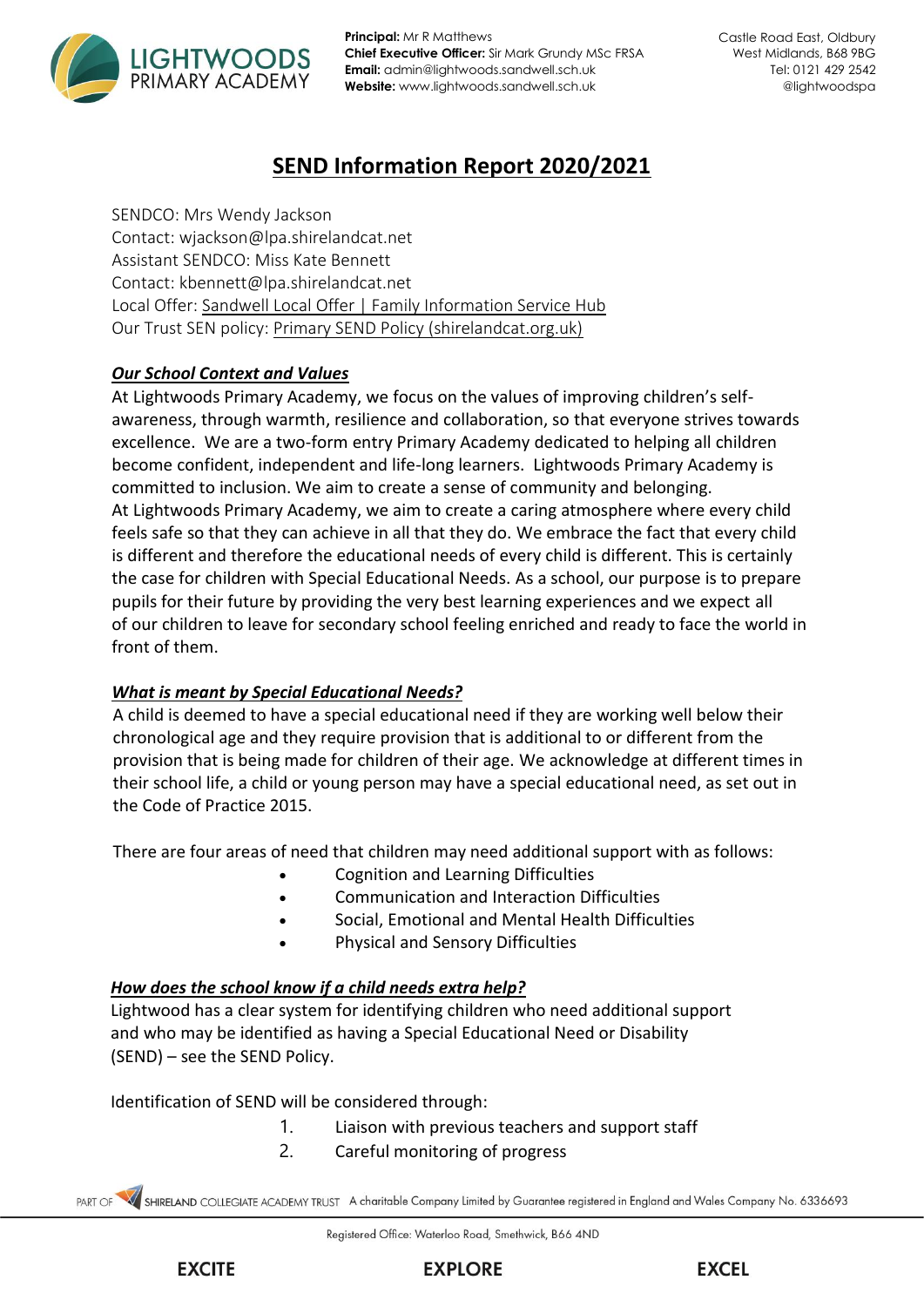# SEND Information Report 2020/2021

SENDCO: Mrs Wendy Jackson
Contact: wjackson@lpa.shirelandcat.net
Assistant SENDCO: Miss Kate Bennett
Contact: kbennett@lpa.shirelandcat.net
Local Offer: Sandwell Local Offer | Family Information Service Hub
Our Trust SEN policy: Primary SEND Policy (shirelandcat.org.uk)

## *Our School Context and Values*

At Lightwoods Primary Academy, we focus on the values of improving children's self-awareness, through warmth, resilience and collaboration, so that everyone strives towards excellence. We are a two-form entry Primary Academy dedicated to helping all children become confident, independent and life-long learners. Lightwoods Primary Academy is committed to inclusion. We aim to create a sense of community and belonging.
At Lightwoods Primary Academy, we aim to create a caring atmosphere where every child feels safe so that they can achieve in all that they do. We embrace the fact that every child is different and therefore the educational needs of every child is different. This is certainly the case for children with Special Educational Needs. As a school, our purpose is to prepare pupils for their future by providing the very best learning experiences and we expect all of our children to leave for secondary school feeling enriched and ready to face the world in front of them.

## *What is meant by Special Educational Needs?*

A child is deemed to have a special educational need if they are working well below their chronological age and they require provision that is additional to or different from the provision that is being made for children of their age. We acknowledge at different times in their school life, a child or young person may have a special educational need, as set out in the Code of Practice 2015.

There are four areas of need that children may need additional support with as follows:

- Cognition and Learning Difficulties
- Communication and Interaction Difficulties
- Social, Emotional and Mental Health Difficulties
- Physical and Sensory Difficulties

## *How does the school know if a child needs extra help?*

Lightwood has a clear system for identifying children who need additional support and who may be identified as having a Special Educational Need or Disability (SEND) – see the SEND Policy.

Identification of SEND will be considered through:

1. Liaison with previous teachers and support staff
2. Careful monitoring of progress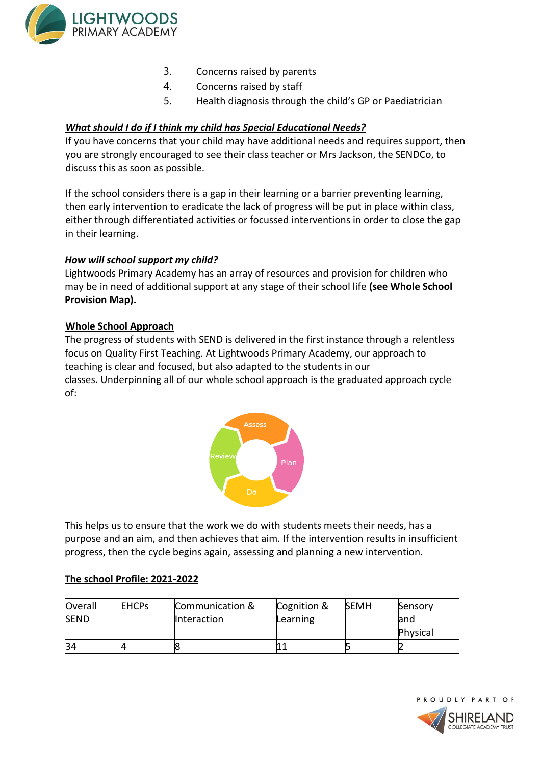3. Concerns raised by parents
4. Concerns raised by staff
5. Health diagnosis through the child's GP or Paediatrician

***<u>What should I do if I think my child has Special Educational Needs?</u>***

If you have concerns that your child may have additional needs and requires support, then you are strongly encouraged to see their class teacher or Mrs Jackson, the SENDCo, to discuss this as soon as possible.

If the school considers there is a gap in their learning or a barrier preventing learning, then early intervention to eradicate the lack of progress will be put in place within class, either through differentiated activities or focussed interventions in order to close the gap in their learning.

***<u>How will school support my child?</u>***

Lightwoods Primary Academy has an array of resources and provision for children who may be in need of additional support at any stage of their school life **(see Whole School Provision Map).**

**<u>Whole School Approach</u>**

The progress of students with SEND is delivered in the first instance through a relentless focus on Quality First Teaching. At Lightwoods Primary Academy, our approach to teaching is clear and focused, but also adapted to the students in our classes. Underpinning all of our whole school approach is the graduated approach cycle of:

Assess → Plan → Do → Review

This helps us to ensure that the work we do with students meets their needs, has a purpose and an aim, and then achieves that aim. If the intervention results in insufficient progress, then the cycle begins again, assessing and planning a new intervention.

**<u>The school Profile: 2021-2022</u>**

| Overall SEND | EHCPs | Communication & Interaction | Cognition & Learning | SEMH | Sensory and Physical |
|---|---|---|---|---|---|
| 34 | 4 | 8 | 11 | 5 | 2 |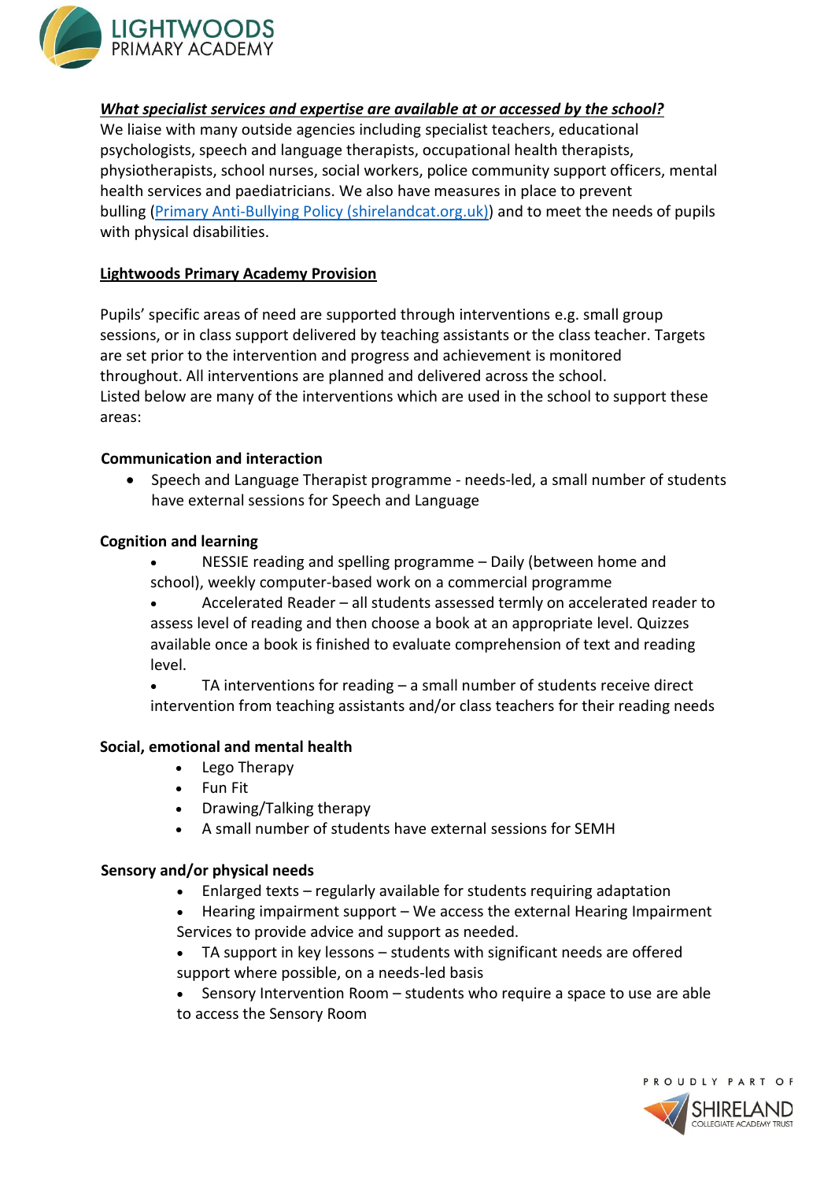***What specialist services and expertise are available at or accessed by the school?***

We liaise with many outside agencies including specialist teachers, educational psychologists, speech and language therapists, occupational health therapists, physiotherapists, school nurses, social workers, police community support officers, mental health services and paediatricians. We also have measures in place to prevent bulling ([Primary Anti-Bullying Policy (shirelandcat.org.uk)]()) and to meet the needs of pupils with physical disabilities.

**Lightwoods Primary Academy Provision**

Pupils' specific areas of need are supported through interventions e.g. small group sessions, or in class support delivered by teaching assistants or the class teacher. Targets are set prior to the intervention and progress and achievement is monitored throughout. All interventions are planned and delivered across the school.
Listed below are many of the interventions which are used in the school to support these areas:

**Communication and interaction**

- Speech and Language Therapist programme - needs-led, a small number of students have external sessions for Speech and Language

**Cognition and learning**

- NESSIE reading and spelling programme – Daily (between home and school), weekly computer-based work on a commercial programme
- Accelerated Reader – all students assessed termly on accelerated reader to assess level of reading and then choose a book at an appropriate level. Quizzes available once a book is finished to evaluate comprehension of text and reading level.
- TA interventions for reading – a small number of students receive direct intervention from teaching assistants and/or class teachers for their reading needs

**Social, emotional and mental health**

- Lego Therapy
- Fun Fit
- Drawing/Talking therapy
- A small number of students have external sessions for SEMH

**Sensory and/or physical needs**

- Enlarged texts – regularly available for students requiring adaptation
- Hearing impairment support – We access the external Hearing Impairment Services to provide advice and support as needed.
- TA support in key lessons – students with significant needs are offered support where possible, on a needs-led basis
- Sensory Intervention Room – students who require a space to use are able to access the Sensory Room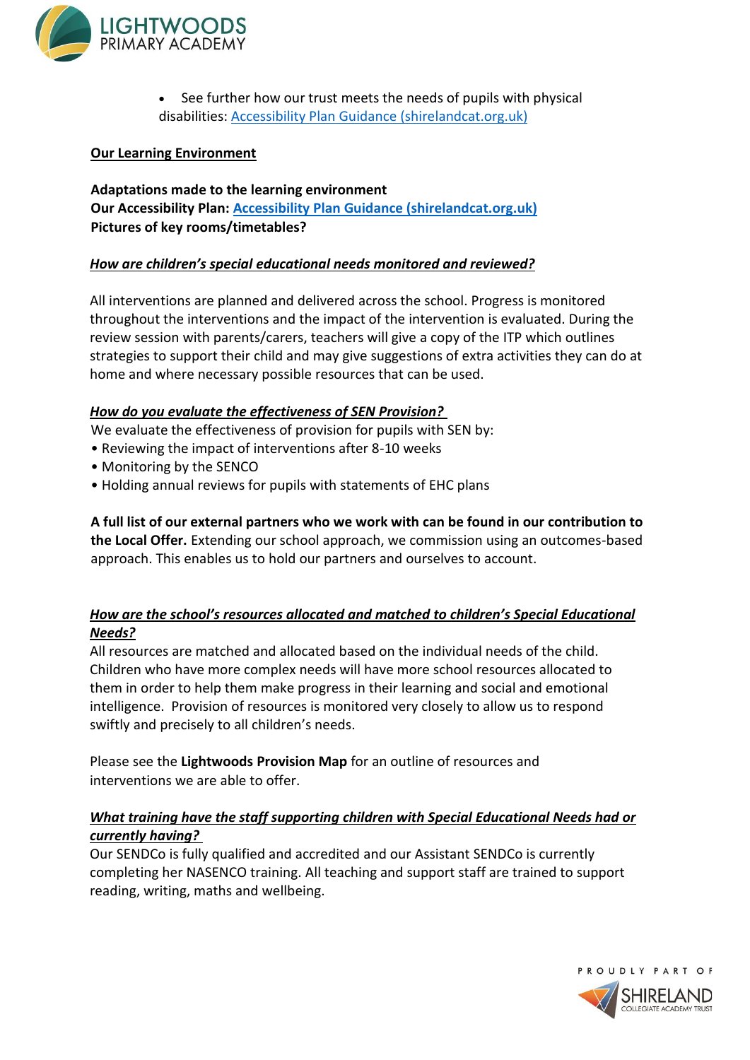- See further how our trust meets the needs of pupils with physical disabilities: [Accessibility Plan Guidance (shirelandcat.org.uk)]

**Our Learning Environment**

**Adaptations made to the learning environment**
**Our Accessibility Plan: [Accessibility Plan Guidance (shirelandcat.org.uk)]**
**Pictures of key rooms/timetables?**

***How are children's special educational needs monitored and reviewed?***

All interventions are planned and delivered across the school. Progress is monitored throughout the interventions and the impact of the intervention is evaluated. During the review session with parents/carers, teachers will give a copy of the ITP which outlines strategies to support their child and may give suggestions of extra activities they can do at home and where necessary possible resources that can be used.

***How do you evaluate the effectiveness of SEN Provision?***

We evaluate the effectiveness of provision for pupils with SEN by:

- Reviewing the impact of interventions after 8-10 weeks
- Monitoring by the SENCO
- Holding annual reviews for pupils with statements of EHC plans

**A full list of our external partners who we work with can be found in our contribution to the Local Offer.** Extending our school approach, we commission using an outcomes-based approach. This enables us to hold our partners and ourselves to account.

***How are the school's resources allocated and matched to children's Special Educational Needs?***

All resources are matched and allocated based on the individual needs of the child. Children who have more complex needs will have more school resources allocated to them in order to help them make progress in their learning and social and emotional intelligence. Provision of resources is monitored very closely to allow us to respond swiftly and precisely to all children's needs.

Please see the **Lightwoods Provision Map** for an outline of resources and interventions we are able to offer.

***What training have the staff supporting children with Special Educational Needs had or currently having?***

Our SENDCo is fully qualified and accredited and our Assistant SENDCo is currently completing her NASENCO training. All teaching and support staff are trained to support reading, writing, maths and wellbeing.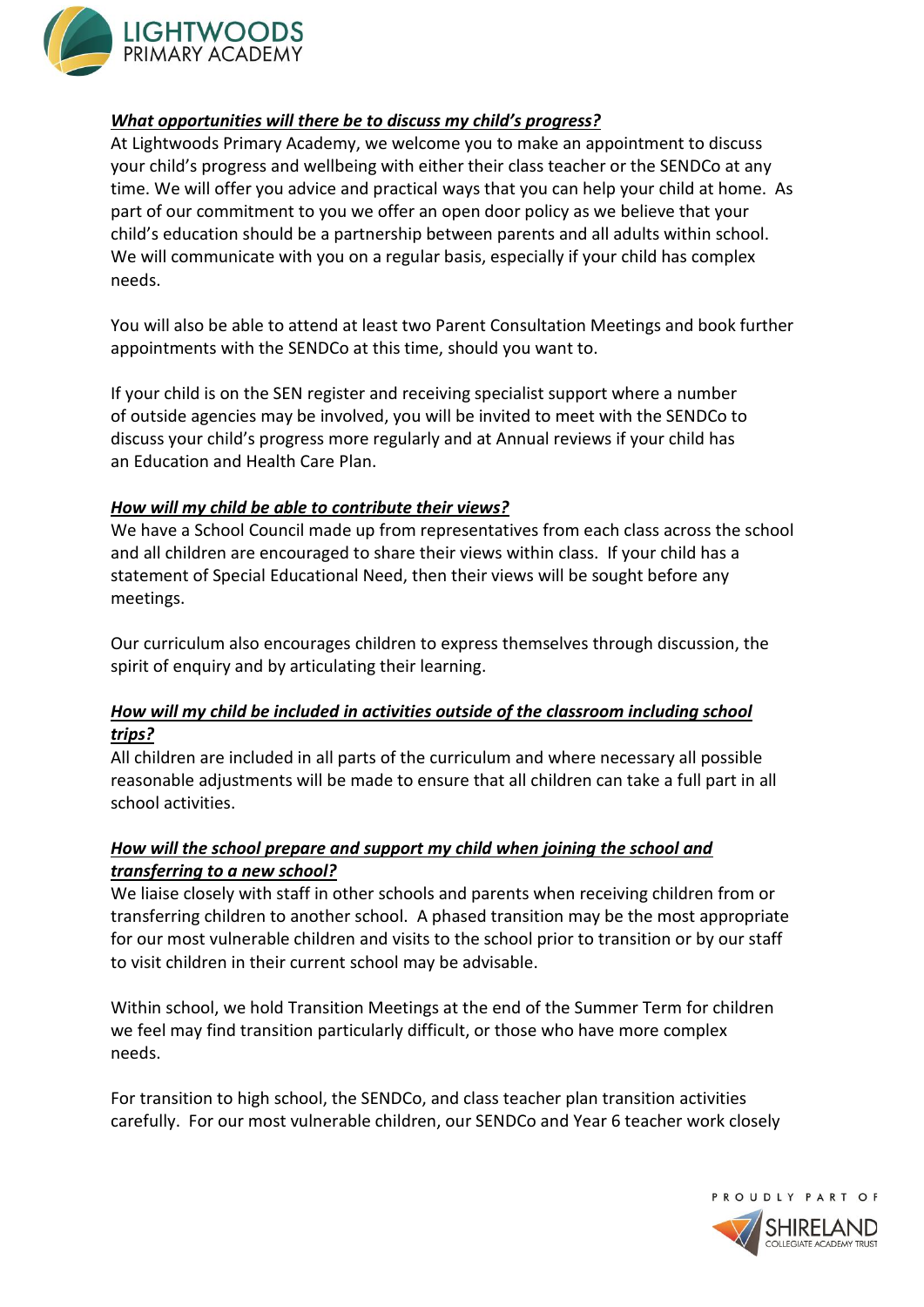***What opportunities will there be to discuss my child's progress?***

At Lightwoods Primary Academy, we welcome you to make an appointment to discuss your child's progress and wellbeing with either their class teacher or the SENDCo at any time. We will offer you advice and practical ways that you can help your child at home. As part of our commitment to you we offer an open door policy as we believe that your child's education should be a partnership between parents and all adults within school. We will communicate with you on a regular basis, especially if your child has complex needs.

You will also be able to attend at least two Parent Consultation Meetings and book further appointments with the SENDCo at this time, should you want to.

If your child is on the SEN register and receiving specialist support where a number of outside agencies may be involved, you will be invited to meet with the SENDCo to discuss your child's progress more regularly and at Annual reviews if your child has an Education and Health Care Plan.

***How will my child be able to contribute their views?***

We have a School Council made up from representatives from each class across the school and all children are encouraged to share their views within class. If your child has a statement of Special Educational Need, then their views will be sought before any meetings.

Our curriculum also encourages children to express themselves through discussion, the spirit of enquiry and by articulating their learning.

***How will my child be included in activities outside of the classroom including school trips?***

All children are included in all parts of the curriculum and where necessary all possible reasonable adjustments will be made to ensure that all children can take a full part in all school activities.

***How will the school prepare and support my child when joining the school and transferring to a new school?***

We liaise closely with staff in other schools and parents when receiving children from or transferring children to another school. A phased transition may be the most appropriate for our most vulnerable children and visits to the school prior to transition or by our staff to visit children in their current school may be advisable.

Within school, we hold Transition Meetings at the end of the Summer Term for children we feel may find transition particularly difficult, or those who have more complex needs.

For transition to high school, the SENDCo, and class teacher plan transition activities carefully. For our most vulnerable children, our SENDCo and Year 6 teacher work closely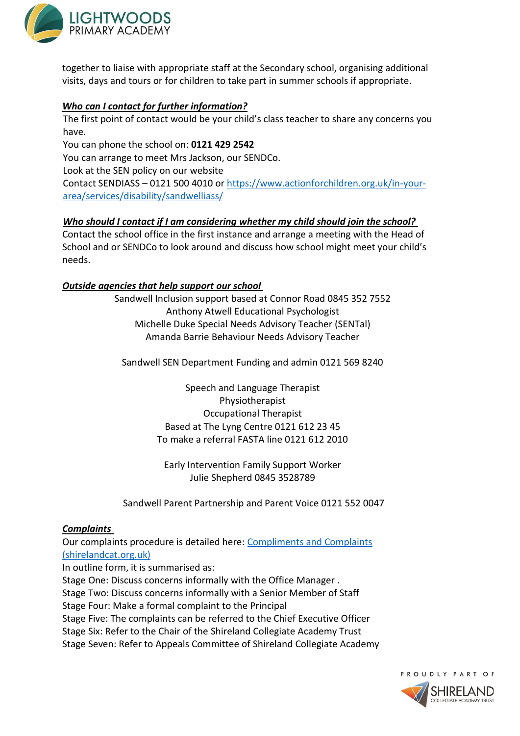together to liaise with appropriate staff at the Secondary school, organising additional visits, days and tours or for children to take part in summer schools if appropriate.

***Who can I contact for further information?***

The first point of contact would be your child's class teacher to share any concerns you have.

You can phone the school on: **0121 429 2542**

You can arrange to meet Mrs Jackson, our SENDCo.

Look at the SEN policy on our website

Contact SENDIASS – 0121 500 4010 or [https://www.actionforchildren.org.uk/in-your-area/services/disability/sandwelliass/](https://www.actionforchildren.org.uk/in-your-area/services/disability/sandwelliass/)

***Who should I contact if I am considering whether my child should join the school?***

Contact the school office in the first instance and arrange a meeting with the Head of School and or SENDCo to look around and discuss how school might meet your child's needs.

***Outside agencies that help support our school***

Sandwell Inclusion support based at Connor Road 0845 352 7552
Anthony Atwell Educational Psychologist
Michelle Duke Special Needs Advisory Teacher (SENTal)
Amanda Barrie Behaviour Needs Advisory Teacher

Sandwell SEN Department Funding and admin 0121 569 8240

Speech and Language Therapist
Physiotherapist
Occupational Therapist
Based at The Lyng Centre 0121 612 23 45
To make a referral FASTA line 0121 612 2010

Early Intervention Family Support Worker
Julie Shepherd 0845 3528789

Sandwell Parent Partnership and Parent Voice 0121 552 0047

***Complaints***

Our complaints procedure is detailed here: [Compliments and Complaints (shirelandcat.org.uk)](https://shirelandcat.org.uk)

In outline form, it is summarised as:

Stage One: Discuss concerns informally with the Office Manager .
Stage Two: Discuss concerns informally with a Senior Member of Staff
Stage Four: Make a formal complaint to the Principal
Stage Five: The complaints can be referred to the Chief Executive Officer
Stage Six: Refer to the Chair of the Shireland Collegiate Academy Trust
Stage Seven: Refer to Appeals Committee of Shireland Collegiate Academy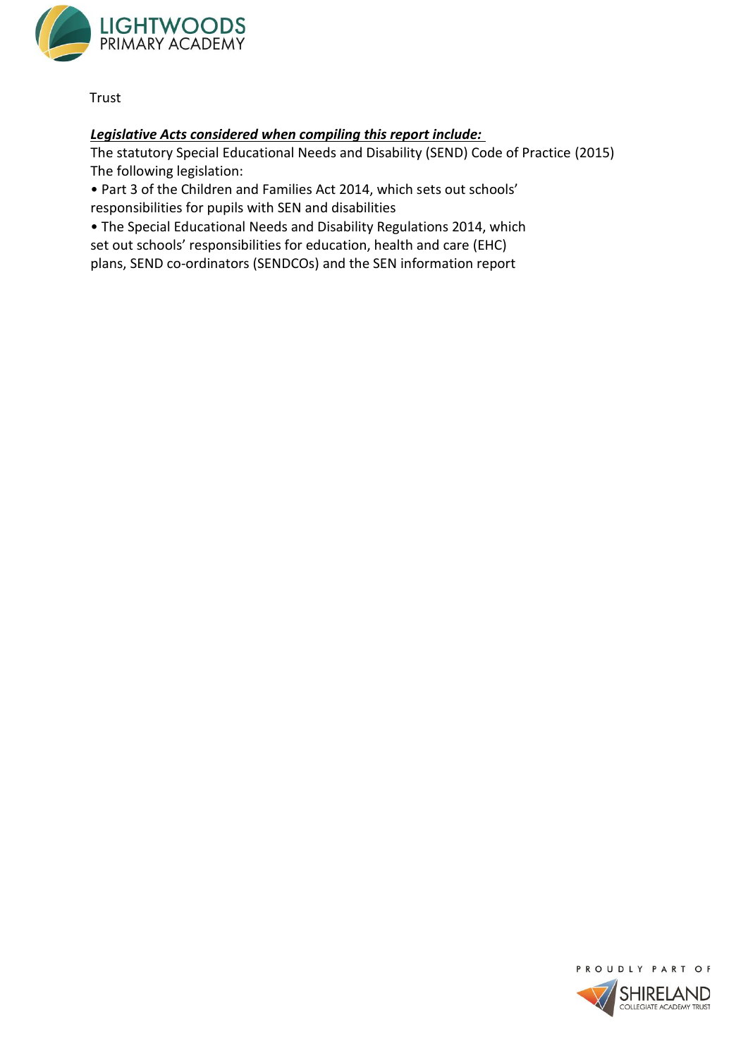Trust

***Legislative Acts considered when compiling this report include:***

The statutory Special Educational Needs and Disability (SEND) Code of Practice (2015)
The following legislation:

- Part 3 of the Children and Families Act 2014, which sets out schools' responsibilities for pupils with SEN and disabilities
- The Special Educational Needs and Disability Regulations 2014, which set out schools' responsibilities for education, health and care (EHC) plans, SEND co-ordinators (SENDCOs) and the SEN information report